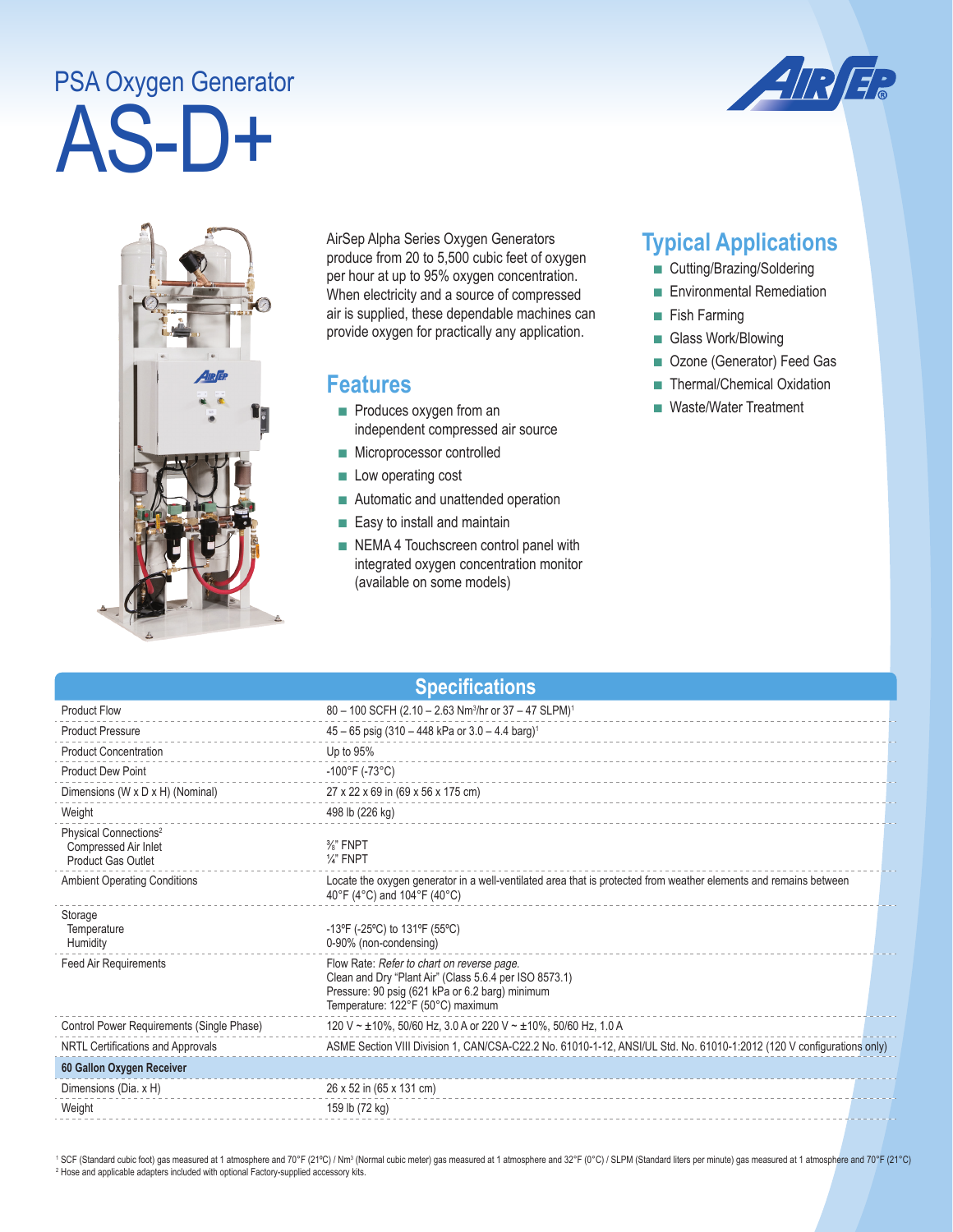PSA Oxygen Generator

# AS-D+

AirSep Alpha Series Oxygen Generators produce from 20 to 5,500 cubic feet of oxygen per hour at up to 95% oxygen concentration. When electricity and a source of compressed air is supplied, these dependable machines can provide oxygen for practically any application.

## Features

- Produces oxygen from an independent compressed air source
- Microprocessor controlled
- Low operating cost
- Automatic and unattended operation
- Easy to install and maintain
- NEMA 4 Touchscreen control panel with integrated oxygen concentration monitor (available on some models)

## Typical Applications

- Cutting/Brazing/Soldering
- Environmental Remediation
- Fish Farming
- Glass Work/Blowing
- Ozone (Generator) Feed Gas
- Thermal/Chemical Oxidation
- Waste/Water Treatment

## Specifications

| | |
|---|---|
| Product Flow | 80 – 100 SCFH (2.10 – 2.63 Nm³/hr or 37 – 47 SLPM)[1] |
| Product Pressure | 45 – 65 psig (310 – 448 kPa or 3.0 – 4.4 barg)[1] |
| Product Concentration | Up to 95% |
| Product Dew Point | -100°F (-73°C) |
| Dimensions (W x D x H) (Nominal) | 27 x 22 x 69 in (69 x 56 x 175 cm) |
| Weight | 498 lb (226 kg) |
| Physical Connections[2]<br>Compressed Air Inlet<br>Product Gas Outlet | <br>⅜" FNPT<br>¼" FNPT |
| Ambient Operating Conditions | Locate the oxygen generator in a well-ventilated area that is protected from weather elements and remains between 40°F (4°C) and 104°F (40°C) |
| Storage<br>Temperature<br>Humidity | <br>-13ºF (-25ºC) to 131ºF (55ºC)<br>0-90% (non-condensing) |
| Feed Air Requirements | Flow Rate: *Refer to chart on reverse page.*<br>Clean and Dry "Plant Air" (Class 5.6.4 per ISO 8573.1)<br>Pressure: 90 psig (621 kPa or 6.2 barg) minimum<br>Temperature: 122°F (50°C) maximum |
| Control Power Requirements (Single Phase) | 120 V ~ ±10%, 50/60 Hz, 3.0 A or 220 V ~ ±10%, 50/60 Hz, 1.0 A |
| NRTL Certifications and Approvals | ASME Section VIII Division 1, CAN/CSA-C22.2 No. 61010-1-12, ANSI/UL Std. No. 61010-1:2012 (120 V configurations only) |
| **60 Gallon Oxygen Receiver** | |
| Dimensions (Dia. x H) | 26 x 52 in (65 x 131 cm) |
| Weight | 159 lb (72 kg) |

[1] SCF (Standard cubic foot) gas measured at 1 atmosphere and 70°F (21ºC) / Nm³ (Normal cubic meter) gas measured at 1 atmosphere and 32°F (0°C) / SLPM (Standard liters per minute) gas measured at 1 atmosphere and 70°F (21°C)
[2] Hose and applicable adapters included with optional Factory-supplied accessory kits.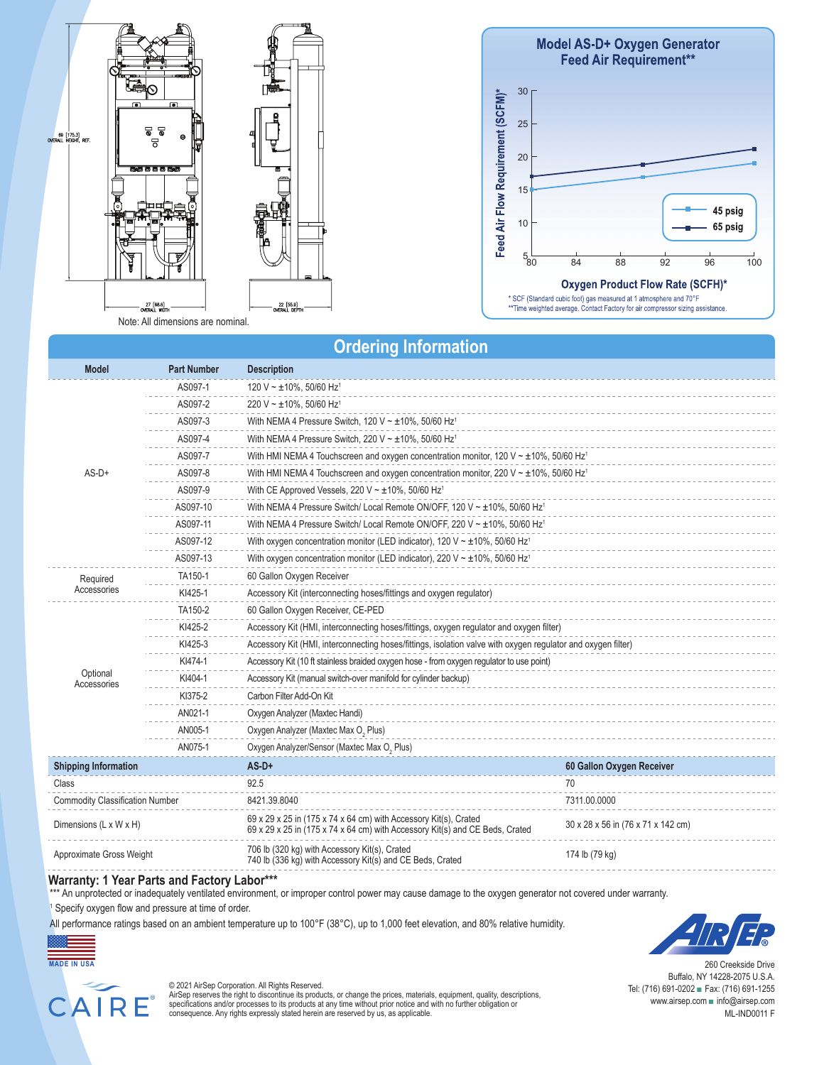69 [175.3] OVERALL HEIGHT, REF.

27 [68.6] OVERALL WIDTH

22 [55.9] OVERALL DEPTH

Note: All dimensions are nominal.

**Model AS-D+ Oxygen Generator Feed Air Requirement****

Feed Air Flow Requirement (SCFM)*

30
25
20
15
10
5

80 84 88 92 96 100

Oxygen Product Flow Rate (SCFH)*

45 psig
65 psig

* SCF (Standard cubic foot) gas measured at 1 atmosphere and 70°F
**Time weighted average. Contact Factory for air compressor sizing assistance.

## Ordering Information

| Model | Part Number | Description |
|---|---|---|
| AS-D+ | AS097-1 | 120 V ~ ±10%, 50/60 Hz[1] |
| | AS097-2 | 220 V ~ ±10%, 50/60 Hz[1] |
| | AS097-3 | With NEMA 4 Pressure Switch, 120 V ~ ±10%, 50/60 Hz[1] |
| | AS097-4 | With NEMA 4 Pressure Switch, 220 V ~ ±10%, 50/60 Hz[1] |
| | AS097-7 | With HMI NEMA 4 Touchscreen and oxygen concentration monitor, 120 V ~ ±10%, 50/60 Hz[1] |
| | AS097-8 | With HMI NEMA 4 Touchscreen and oxygen concentration monitor, 220 V ~ ±10%, 50/60 Hz[1] |
| | AS097-9 | With CE Approved Vessels, 220 V ~ ±10%, 50/60 Hz[1] |
| | AS097-10 | With NEMA 4 Pressure Switch/ Local Remote ON/OFF, 120 V ~ ±10%, 50/60 Hz[1] |
| | AS097-11 | With NEMA 4 Pressure Switch/ Local Remote ON/OFF, 220 V ~ ±10%, 50/60 Hz[1] |
| | AS097-12 | With oxygen concentration monitor (LED indicator), 120 V ~ ±10%, 50/60 Hz[1] |
| | AS097-13 | With oxygen concentration monitor (LED indicator), 220 V ~ ±10%, 50/60 Hz[1] |
| Required Accessories | TA150-1 | 60 Gallon Oxygen Receiver |
| | KI425-1 | Accessory Kit (interconnecting hoses/fittings and oxygen regulator) |
| Optional Accessories | TA150-2 | 60 Gallon Oxygen Receiver, CE-PED |
| | KI425-2 | Accessory Kit (HMI, interconnecting hoses/fittings, oxygen regulator and oxygen filter) |
| | KI425-3 | Accessory Kit (HMI, interconnecting hoses/fittings, isolation valve with oxygen regulator and oxygen filter) |
| | KI474-1 | Accessory Kit (10 ft stainless braided oxygen hose - from oxygen regulator to use point) |
| | KI404-1 | Accessory Kit (manual switch-over manifold for cylinder backup) |
| | KI375-2 | Carbon Filter Add-On Kit |
| | AN021-1 | Oxygen Analyzer (Maxtec Handi) |
| | AN005-1 | Oxygen Analyzer (Maxtec Max $O_2$ Plus) |
| | AN075-1 | Oxygen Analyzer/Sensor (Maxtec Max $O_2$ Plus) |

| Shipping Information | AS-D+ | 60 Gallon Oxygen Receiver |
|---|---|---|
| Class | 92.5 | 70 |
| Commodity Classification Number | 8421.39.8040 | 7311.00.0000 |
| Dimensions (L x W x H) | 69 x 29 x 25 in (175 x 74 x 64 cm) with Accessory Kit(s), Crated<br>69 x 29 x 25 in (175 x 74 x 64 cm) with Accessory Kit(s) and CE Beds, Crated | 30 x 28 x 56 in (76 x 71 x 142 cm) |
| Approximate Gross Weight | 706 lb (320 kg) with Accessory Kit(s), Crated<br>740 lb (336 kg) with Accessory Kit(s) and CE Beds, Crated | 174 lb (79 kg) |

**Warranty: 1 Year Parts and Factory Labor*****

*** An unprotected or inadequately ventilated environment, or improper control power may cause damage to the oxygen generator not covered under warranty.

[1] Specify oxygen flow and pressure at time of order.

All performance ratings based on an ambient temperature up to 100°F (38°C), up to 1,000 feet elevation, and 80% relative humidity.

MADE IN USA

CAIRE

© 2021 AirSep Corporation. All Rights Reserved.
AirSep reserves the right to discontinue its products, or change the prices, materials, equipment, quality, descriptions, specifications and/or processes to its products at any time without prior notice and with no further obligation or consequence. Any rights expressly stated herein are reserved by us, as applicable.

AIRSEP®

260 Creekside Drive
Buffalo, NY 14228-2075 U.S.A.
Tel: (716) 691-0202 ■ Fax: (716) 691-1255
www.airsep.com ■ info@airsep.com
ML-IND0011 F